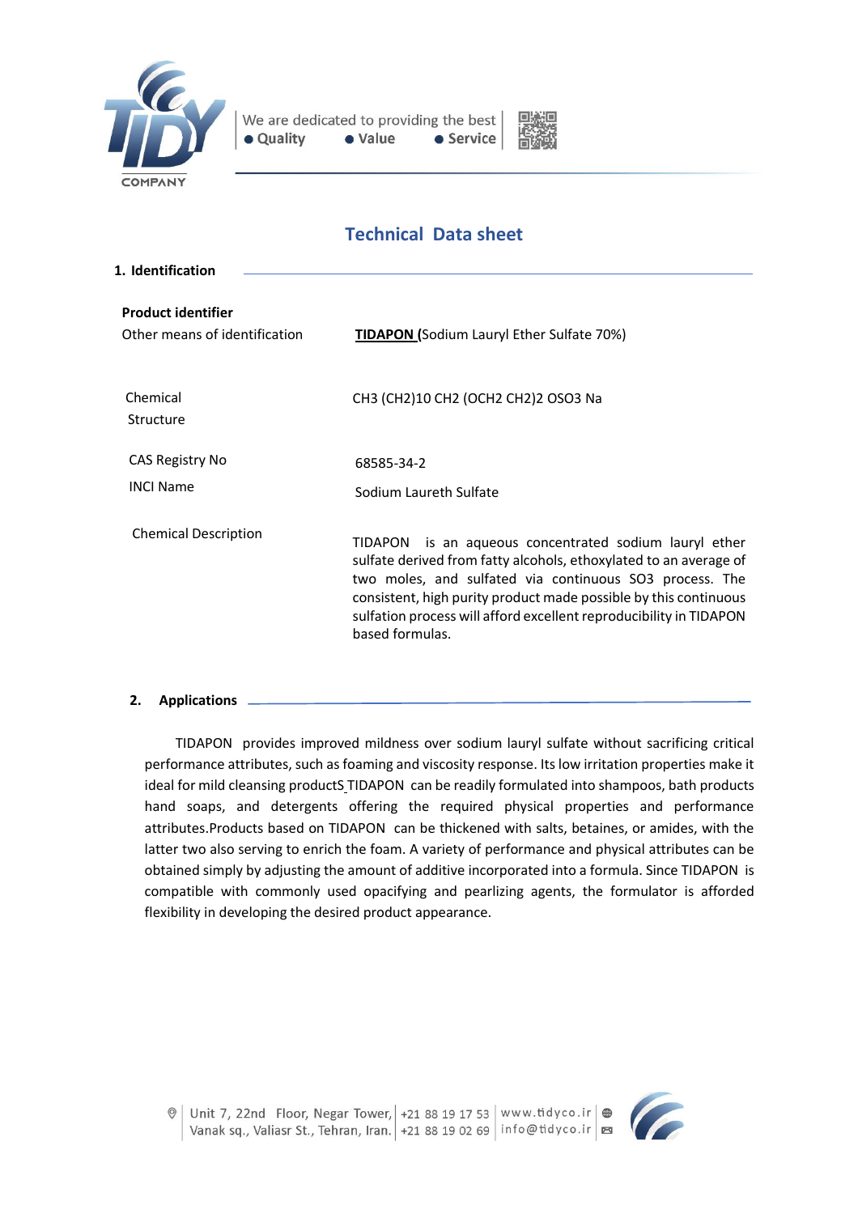## Technical Data sheet

### 1. Identification

**Product identifier**

| | |
|---|---|
| Other means of identification | **TIDAPON** (Sodium Lauryl Ether Sulfate 70%) |
| Chemical Structure | CH3 (CH2)10 CH2 (OCH2 CH2)2 OSO3 Na |
| CAS Registry No | 68585-34-2 |
| INCI Name | Sodium Laureth Sulfate |
| Chemical Description | TIDAPON is an aqueous concentrated sodium lauryl ether sulfate derived from fatty alcohols, ethoxylated to an average of two moles, and sulfated via continuous SO3 process. The consistent, high purity product made possible by this continuous sulfation process will afford excellent reproducibility in TIDAPON based formulas. |

### 2. Applications

TIDAPON provides improved mildness over sodium lauryl sulfate without sacrificing critical performance attributes, such as foaming and viscosity response. Its low irritation properties make it ideal for mild cleansing productS TIDAPON can be readily formulated into shampoos, bath products hand soaps, and detergents offering the required physical properties and performance attributes.Products based on TIDAPON can be thickened with salts, betaines, or amides, with the latter two also serving to enrich the foam. A variety of performance and physical attributes can be obtained simply by adjusting the amount of additive incorporated into a formula. Since TIDAPON is compatible with commonly used opacifying and pearlizing agents, the formulator is afforded flexibility in developing the desired product appearance.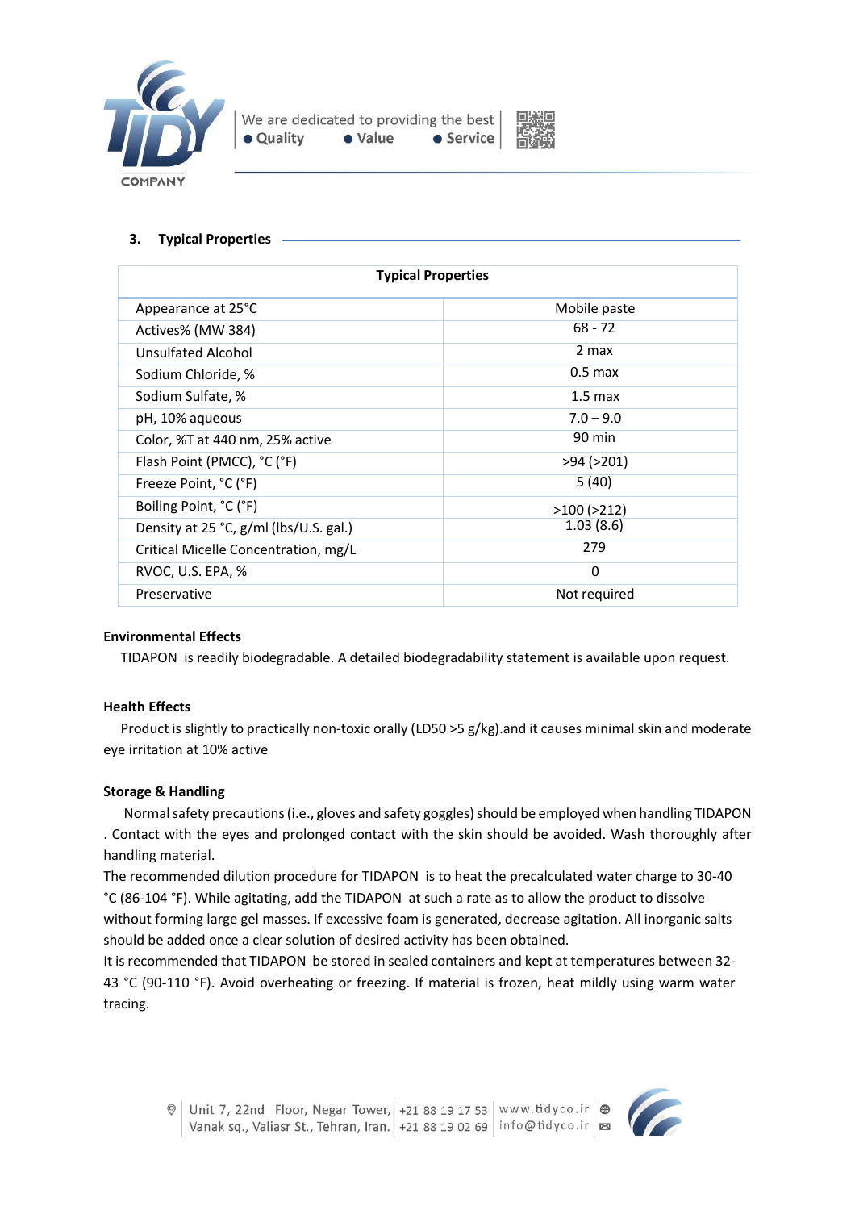## 3. Typical Properties

| Typical Properties | |
|---|---|
| Appearance at 25°C | Mobile paste |
| Actives% (MW 384) | 68 - 72 |
| Unsulfated Alcohol | 2 max |
| Sodium Chloride, % | 0.5 max |
| Sodium Sulfate, % | 1.5 max |
| pH, 10% aqueous | 7.0 – 9.0 |
| Color, %T at 440 nm, 25% active | 90 min |
| Flash Point (PMCC), °C (°F) | >94 (>201) |
| Freeze Point, °C (°F) | 5 (40) |
| Boiling Point, °C (°F) | >100 (>212) |
| Density at 25 °C, g/ml (lbs/U.S. gal.) | 1.03 (8.6) |
| Critical Micelle Concentration, mg/L | 279 |
| RVOC, U.S. EPA, % | 0 |
| Preservative | Not required |

**Environmental Effects**

TIDAPON is readily biodegradable. A detailed biodegradability statement is available upon request.

**Health Effects**

Product is slightly to practically non-toxic orally (LD50 >5 g/kg).and it causes minimal skin and moderate eye irritation at 10% active

**Storage & Handling**

Normal safety precautions (i.e., gloves and safety goggles) should be employed when handling TIDAPON . Contact with the eyes and prolonged contact with the skin should be avoided. Wash thoroughly after handling material.

The recommended dilution procedure for TIDAPON is to heat the precalculated water charge to 30-40 °C (86-104 °F). While agitating, add the TIDAPON at such a rate as to allow the product to dissolve without forming large gel masses. If excessive foam is generated, decrease agitation. All inorganic salts should be added once a clear solution of desired activity has been obtained.

It is recommended that TIDAPON be stored in sealed containers and kept at temperatures between 32-43 °C (90-110 °F). Avoid overheating or freezing. If material is frozen, heat mildly using warm water tracing.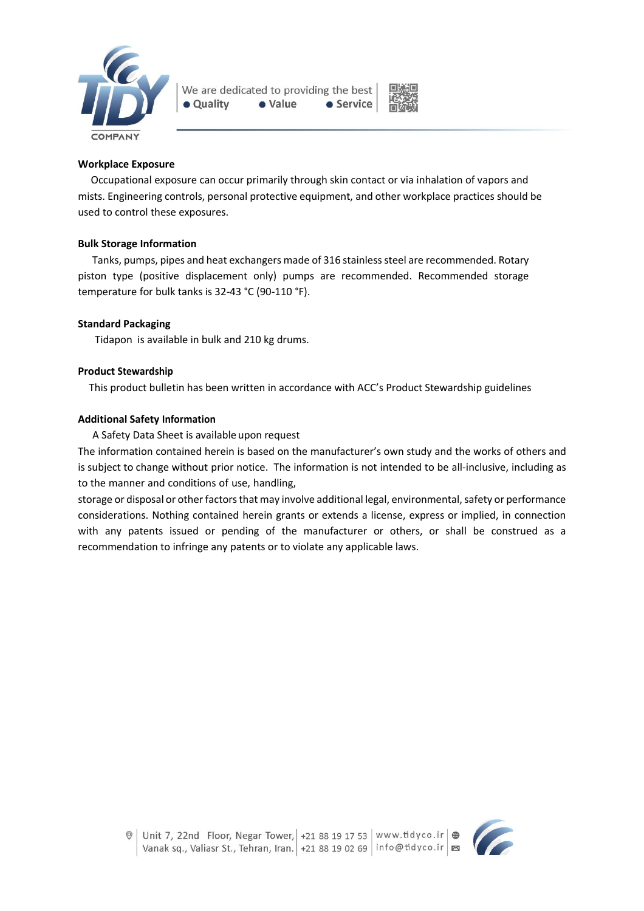## Workplace Exposure

Occupational exposure can occur primarily through skin contact or via inhalation of vapors and mists. Engineering controls, personal protective equipment, and other workplace practices should be used to control these exposures.

## Bulk Storage Information

Tanks, pumps, pipes and heat exchangers made of 316 stainless steel are recommended. Rotary piston type (positive displacement only) pumps are recommended. Recommended storage temperature for bulk tanks is 32-43 °C (90-110 °F).

## Standard Packaging

Tidapon is available in bulk and 210 kg drums.

## Product Stewardship

This product bulletin has been written in accordance with ACC's Product Stewardship guidelines

## Additional Safety Information

A Safety Data Sheet is available upon request

The information contained herein is based on the manufacturer's own study and the works of others and is subject to change without prior notice. The information is not intended to be all-inclusive, including as to the manner and conditions of use, handling,

storage or disposal or other factors that may involve additional legal, environmental, safety or performance considerations. Nothing contained herein grants or extends a license, express or implied, in connection with any patents issued or pending of the manufacturer or others, or shall be construed as a recommendation to infringe any patents or to violate any applicable laws.